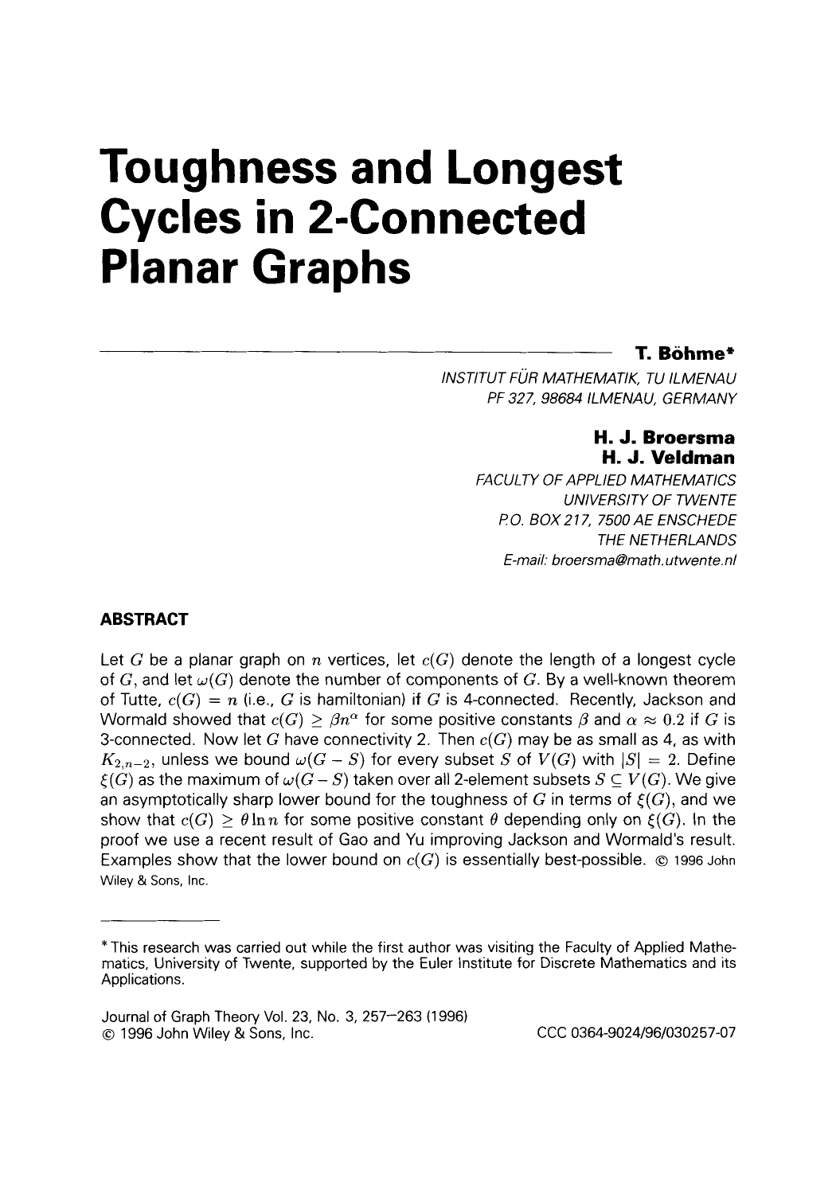# Toughness and Longest Cycles in 2-Connected Planar Graphs

**T. Böhme***

*INSTITUT FÜR MATHEMATIK, TU ILMENAU*
*PF 327, 98684 ILMENAU, GERMANY*

**H. J. Broersma**
**H. J. Veldman**

*FACULTY OF APPLIED MATHEMATICS*
*UNIVERSITY OF TWENTE*
*P.O. BOX 217, 7500 AE ENSCHEDE*
*THE NETHERLANDS*
*E-mail: broersma@math.utwente.nl*

## ABSTRACT

Let $G$ be a planar graph on $n$ vertices, let $c(G)$ denote the length of a longest cycle of $G$, and let $\omega(G)$ denote the number of components of $G$. By a well-known theorem of Tutte, $c(G) = n$ (i.e., $G$ is hamiltonian) if $G$ is 4-connected. Recently, Jackson and Wormald showed that $c(G) \geq \beta n^{\alpha}$ for some positive constants $\beta$ and $\alpha \approx 0.2$ if $G$ is 3-connected. Now let $G$ have connectivity 2. Then $c(G)$ may be as small as 4, as with $K_{2,n-2}$, unless we bound $\omega(G - S)$ for every subset $S$ of $V(G)$ with $|S| = 2$. Define $\xi(G)$ as the maximum of $\omega(G - S)$ taken over all 2-element subsets $S \subseteq V(G)$. We give an asymptotically sharp lower bound for the toughness of $G$ in terms of $\xi(G)$, and we show that $c(G) \geq \theta \ln n$ for some positive constant $\theta$ depending only on $\xi(G)$. In the proof we use a recent result of Gao and Yu improving Jackson and Wormald's result. Examples show that the lower bound on $c(G)$ is essentially best-possible. © 1996 John Wiley & Sons, Inc.

---

*This research was carried out while the first author was visiting the Faculty of Applied Mathematics, University of Twente, supported by the Euler Institute for Discrete Mathematics and its Applications.

Journal of Graph Theory Vol. 23, No. 3, 257–263 (1996)
© 1996 John Wiley & Sons, Inc. CCC 0364-9024/96/030257-07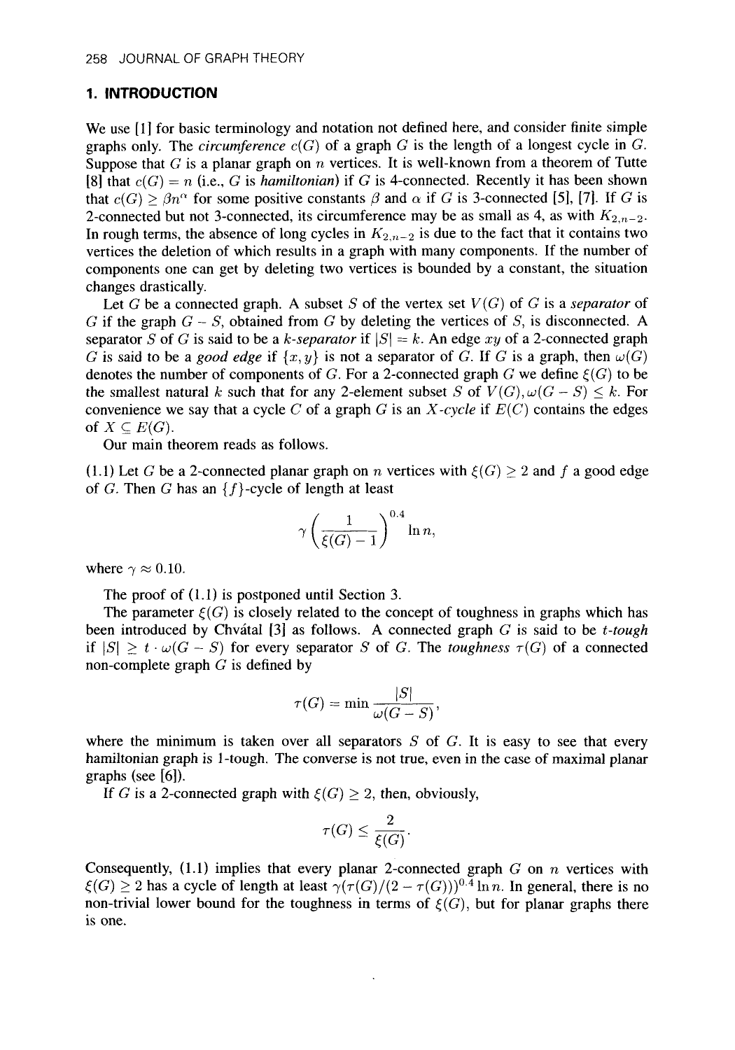## 1. INTRODUCTION

We use [1] for basic terminology and notation not defined here, and consider finite simple graphs only. The *circumference* $c(G)$ of a graph $G$ is the length of a longest cycle in $G$. Suppose that $G$ is a planar graph on $n$ vertices. It is well-known from a theorem of Tutte [8] that $c(G) = n$ (i.e., $G$ is *hamiltonian*) if $G$ is 4-connected. Recently it has been shown that $c(G) \geq \beta n^{\alpha}$ for some positive constants $\beta$ and $\alpha$ if $G$ is 3-connected [5], [7]. If $G$ is 2-connected but not 3-connected, its circumference may be as small as 4, as with $K_{2,n-2}$. In rough terms, the absence of long cycles in $K_{2,n-2}$ is due to the fact that it contains two vertices the deletion of which results in a graph with many components. If the number of components one can get by deleting two vertices is bounded by a constant, the situation changes drastically.

Let $G$ be a connected graph. A subset $S$ of the vertex set $V(G)$ of $G$ is a *separator* of $G$ if the graph $G - S$, obtained from $G$ by deleting the vertices of $S$, is disconnected. A separator $S$ of $G$ is said to be a *k-separator* if $|S| = k$. An edge $xy$ of a 2-connected graph $G$ is said to be a *good edge* if $\{x, y\}$ is not a separator of $G$. If $G$ is a graph, then $\omega(G)$ denotes the number of components of $G$. For a 2-connected graph $G$ we define $\xi(G)$ to be the smallest natural $k$ such that for any 2-element subset $S$ of $V(G), \omega(G - S) \leq k$. For convenience we say that a cycle $C$ of a graph $G$ is an $X$*-cycle* if $E(C)$ contains the edges of $X \subseteq E(G)$.

Our main theorem reads as follows.

(1.1) Let $G$ be a 2-connected planar graph on $n$ vertices with $\xi(G) \geq 2$ and $f$ a good edge of $G$. Then $G$ has an $\{f\}$-cycle of length at least

$$\gamma \left( \frac{1}{\xi(G) - 1} \right)^{0.4} \ln n,$$

where $\gamma \approx 0.10$.

The proof of (1.1) is postponed until Section 3.

The parameter $\xi(G)$ is closely related to the concept of toughness in graphs which has been introduced by Chvátal [3] as follows. A connected graph $G$ is said to be *t-tough* if $|S| \geq t \cdot \omega(G - S)$ for every separator $S$ of $G$. The *toughness* $\tau(G)$ of a connected non-complete graph $G$ is defined by

$$\tau(G) = \min \frac{|S|}{\omega(G - S)},$$

where the minimum is taken over all separators $S$ of $G$. It is easy to see that every hamiltonian graph is 1-tough. The converse is not true, even in the case of maximal planar graphs (see [6]).

If $G$ is a 2-connected graph with $\xi(G) \geq 2$, then, obviously,

$$\tau(G) \leq \frac{2}{\xi(G)}.$$

Consequently, (1.1) implies that every planar 2-connected graph $G$ on $n$ vertices with $\xi(G) \geq 2$ has a cycle of length at least $\gamma(\tau(G)/(2 - \tau(G)))^{0.4} \ln n$. In general, there is no non-trivial lower bound for the toughness in terms of $\xi(G)$, but for planar graphs there is one.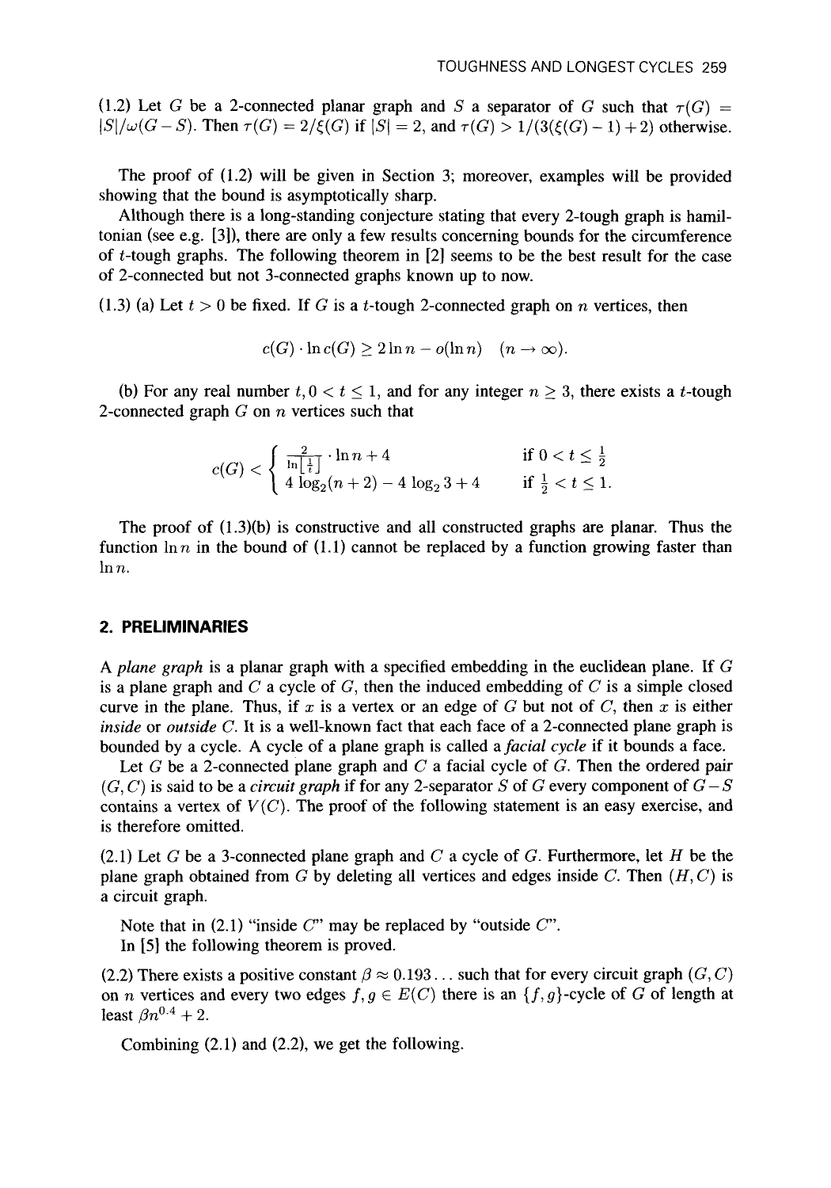(1.2) Let $G$ be a 2-connected planar graph and $S$ a separator of $G$ such that $\tau(G) = |S|/\omega(G-S)$. Then $\tau(G) = 2/\xi(G)$ if $|S| = 2$, and $\tau(G) > 1/(3(\xi(G)-1)+2)$ otherwise.

The proof of (1.2) will be given in Section 3; moreover, examples will be provided showing that the bound is asymptotically sharp.

Although there is a long-standing conjecture stating that every 2-tough graph is hamiltonian (see e.g. [3]), there are only a few results concerning bounds for the circumference of $t$-tough graphs. The following theorem in [2] seems to be the best result for the case of 2-connected but not 3-connected graphs known up to now.

(1.3) (a) Let $t > 0$ be fixed. If $G$ is a $t$-tough 2-connected graph on $n$ vertices, then

$$c(G) \cdot \ln c(G) \geq 2 \ln n - o(\ln n) \quad (n \to \infty).$$

(b) For any real number $t, 0 < t \leq 1$, and for any integer $n \geq 3$, there exists a $t$-tough 2-connected graph $G$ on $n$ vertices such that

$$c(G) < \begin{cases} \frac{2}{\ln\lfloor \frac{1}{t} \rfloor} \cdot \ln n + 4 & \text{if } 0 < t \leq \frac{1}{2} \\ 4 \log_2(n+2) - 4 \log_2 3 + 4 & \text{if } \frac{1}{2} < t \leq 1. \end{cases}$$

The proof of (1.3)(b) is constructive and all constructed graphs are planar. Thus the function $\ln n$ in the bound of (1.1) cannot be replaced by a function growing faster than $\ln n$.

## 2. PRELIMINARIES

A *plane graph* is a planar graph with a specified embedding in the euclidean plane. If $G$ is a plane graph and $C$ a cycle of $G$, then the induced embedding of $C$ is a simple closed curve in the plane. Thus, if $x$ is a vertex or an edge of $G$ but not of $C$, then $x$ is either *inside* or *outside* $C$. It is a well-known fact that each face of a 2-connected plane graph is bounded by a cycle. A cycle of a plane graph is called a *facial cycle* if it bounds a face.

Let $G$ be a 2-connected plane graph and $C$ a facial cycle of $G$. Then the ordered pair $(G, C)$ is said to be a *circuit graph* if for any 2-separator $S$ of $G$ every component of $G-S$ contains a vertex of $V(C)$. The proof of the following statement is an easy exercise, and is therefore omitted.

(2.1) Let $G$ be a 3-connected plane graph and $C$ a cycle of $G$. Furthermore, let $H$ be the plane graph obtained from $G$ by deleting all vertices and edges inside $C$. Then $(H, C)$ is a circuit graph.

Note that in (2.1) "inside $C$" may be replaced by "outside $C$".

In [5] the following theorem is proved.

(2.2) There exists a positive constant $\beta \approx 0.193\ldots$ such that for every circuit graph $(G, C)$ on $n$ vertices and every two edges $f, g \in E(C)$ there is an $\{f, g\}$-cycle of $G$ of length at least $\beta n^{0.4} + 2$.

Combining (2.1) and (2.2), we get the following.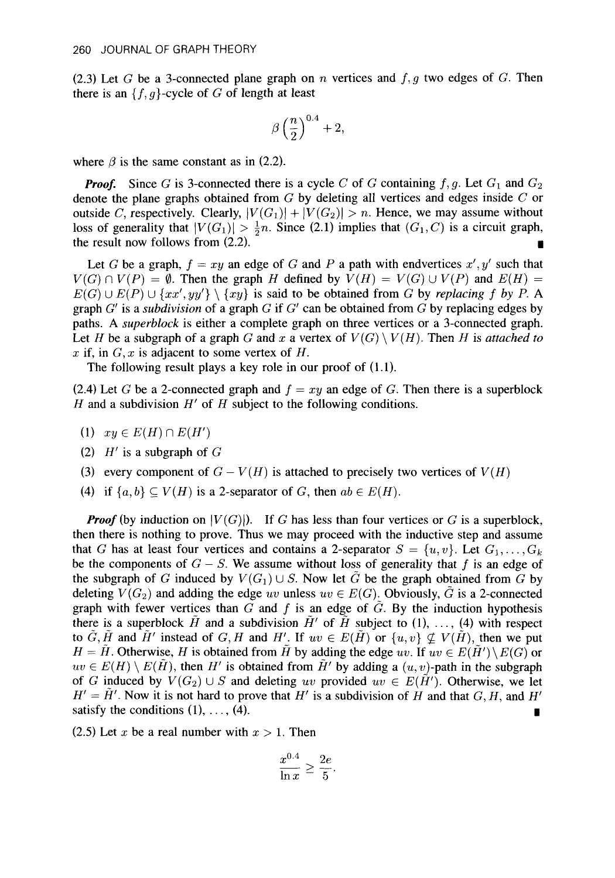(2.3) Let $G$ be a 3-connected plane graph on $n$ vertices and $f, g$ two edges of $G$. Then there is an $\{f, g\}$-cycle of $G$ of length at least

$$\beta \left(\frac{n}{2}\right)^{0.4} + 2,$$

where $\beta$ is the same constant as in (2.2).

***Proof.*** Since $G$ is 3-connected there is a cycle $C$ of $G$ containing $f, g$. Let $G_1$ and $G_2$ denote the plane graphs obtained from $G$ by deleting all vertices and edges inside $C$ or outside $C$, respectively. Clearly, $|V(G_1)| + |V(G_2)| > n$. Hence, we may assume without loss of generality that $|V(G_1)| > \frac{1}{2}n$. Since (2.1) implies that $(G_1, C)$ is a circuit graph, the result now follows from (2.2). ∎

Let $G$ be a graph, $f = xy$ an edge of $G$ and $P$ a path with endvertices $x', y'$ such that $V(G) \cap V(P) = \emptyset$. Then the graph $H$ defined by $V(H) = V(G) \cup V(P)$ and $E(H) = E(G) \cup E(P) \cup \{xx', yy'\} \setminus \{xy\}$ is said to be obtained from $G$ by *replacing* $f$ *by* $P$. A graph $G'$ is a *subdivision* of a graph $G$ if $G'$ can be obtained from $G$ by replacing edges by paths. A *superblock* is either a complete graph on three vertices or a 3-connected graph. Let $H$ be a subgraph of a graph $G$ and $x$ a vertex of $V(G) \setminus V(H)$. Then $H$ is *attached to* $x$ if, in $G, x$ is adjacent to some vertex of $H$.

The following result plays a key role in our proof of (1.1).

(2.4) Let $G$ be a 2-connected graph and $f = xy$ an edge of $G$. Then there is a superblock $H$ and a subdivision $H'$ of $H$ subject to the following conditions.

(1) $xy \in E(H) \cap E(H')$

(2) $H'$ is a subgraph of $G$

(3) every component of $G - V(H)$ is attached to precisely two vertices of $V(H)$

(4) if $\{a, b\} \subseteq V(H)$ is a 2-separator of $G$, then $ab \in E(H)$.

***Proof*** (by induction on $|V(G)|$). If $G$ has less than four vertices or $G$ is a superblock, then there is nothing to prove. Thus we may proceed with the inductive step and assume that $G$ has at least four vertices and contains a 2-separator $S = \{u, v\}$. Let $G_1, \ldots, G_k$ be the components of $G - S$. We assume without loss of generality that $f$ is an edge of the subgraph of $G$ induced by $V(G_1) \cup S$. Now let $\tilde{G}$ be the graph obtained from $G$ by deleting $V(G_2)$ and adding the edge $uv$ unless $uv \in E(G)$. Obviously, $\tilde{G}$ is a 2-connected graph with fewer vertices than $G$ and $f$ is an edge of $\tilde{G}$. By the induction hypothesis there is a superblock $\tilde{H}$ and a subdivision $\tilde{H}'$ of $\tilde{H}$ subject to (1), ..., (4) with respect to $\tilde{G}, \tilde{H}$ and $\tilde{H}'$ instead of $G, H$ and $H'$. If $uv \in E(\tilde{H})$ or $\{u, v\} \not\subseteq V(\tilde{H})$, then we put $H = \tilde{H}$. Otherwise, $H$ is obtained from $\tilde{H}$ by adding the edge $uv$. If $uv \in E(\tilde{H}') \setminus E(G)$ or $uv \in E(H) \setminus E(\tilde{H})$, then $H'$ is obtained from $\tilde{H}'$ by adding a $(u, v)$-path in the subgraph of $G$ induced by $V(G_2) \cup S$ and deleting $uv$ provided $uv \in E(\tilde{H}')$. Otherwise, we let $H' = \tilde{H}'$. Now it is not hard to prove that $H'$ is a subdivision of $H$ and that $G, H$, and $H'$ satisfy the conditions (1), ..., (4). ∎

(2.5) Let $x$ be a real number with $x > 1$. Then

$$\frac{x^{0.4}}{\ln x} \geq \frac{2e}{5}.$$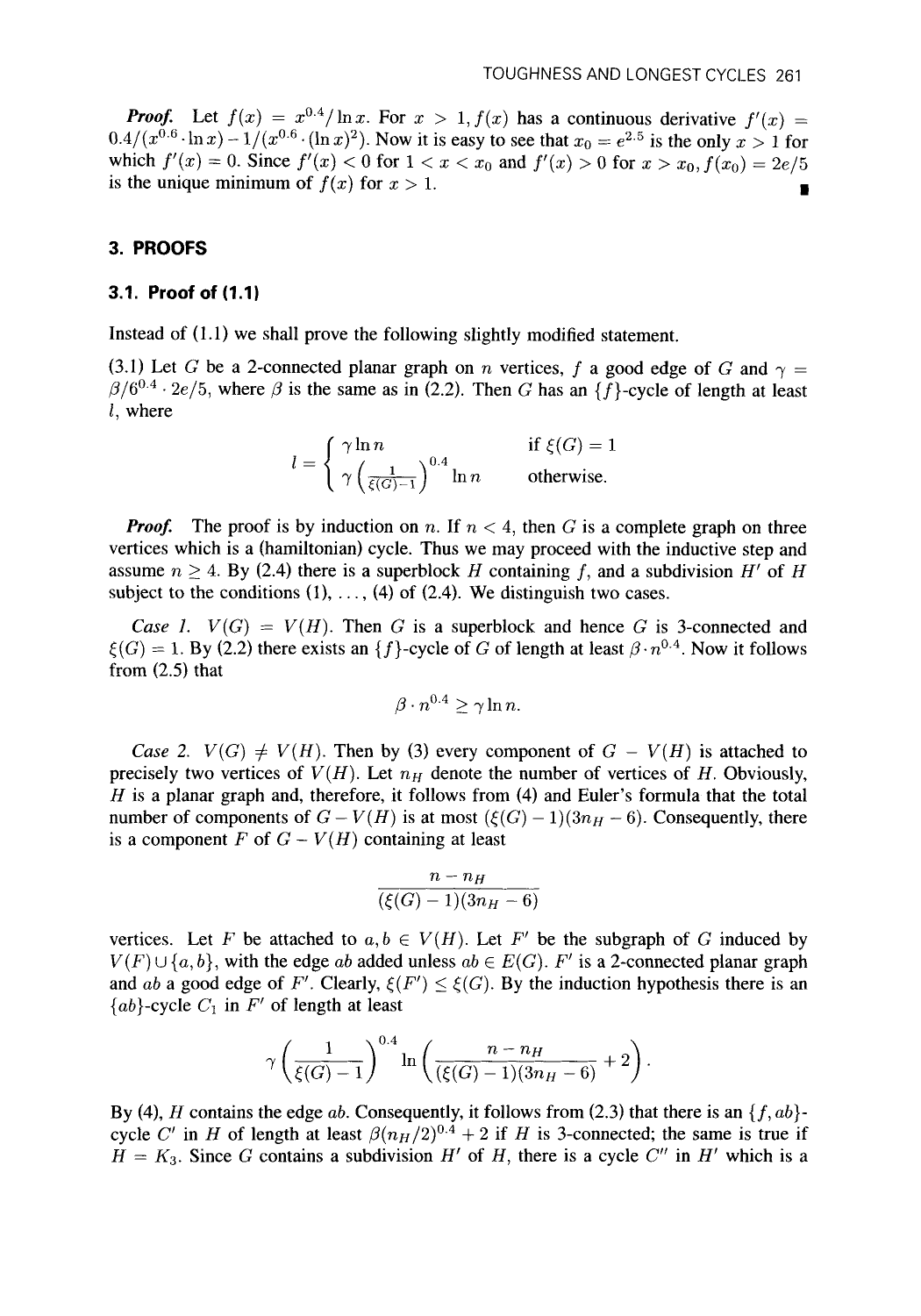***Proof.*** Let $f(x) = x^{0.4}/\ln x$. For $x > 1, f(x)$ has a continuous derivative $f'(x) = 0.4/(x^{0.6} \cdot \ln x) - 1/(x^{0.6} \cdot (\ln x)^2)$. Now it is easy to see that $x_0 = e^{2.5}$ is the only $x > 1$ for which $f'(x) = 0$. Since $f'(x) < 0$ for $1 < x < x_0$ and $f'(x) > 0$ for $x > x_0, f(x_0) = 2e/5$ is the unique minimum of $f(x)$ for $x > 1$. ∎

## 3. PROOFS

### 3.1. Proof of (1.1)

Instead of (1.1) we shall prove the following slightly modified statement.

(3.1) Let $G$ be a 2-connected planar graph on $n$ vertices, $f$ a good edge of $G$ and $\gamma = \beta/6^{0.4} \cdot 2e/5$, where $\beta$ is the same as in (2.2). Then $G$ has an $\{f\}$-cycle of length at least $l$, where

$$l = \begin{cases} \gamma \ln n & \text{if } \xi(G) = 1 \\ \gamma \left(\frac{1}{\xi(G)-1}\right)^{0.4} \ln n & \text{otherwise.} \end{cases}$$

***Proof.*** The proof is by induction on $n$. If $n < 4$, then $G$ is a complete graph on three vertices which is a (hamiltonian) cycle. Thus we may proceed with the inductive step and assume $n \geq 4$. By (2.4) there is a superblock $H$ containing $f$, and a subdivision $H'$ of $H$ subject to the conditions (1), ..., (4) of (2.4). We distinguish two cases.

*Case 1.* $V(G) = V(H)$. Then $G$ is a superblock and hence $G$ is 3-connected and $\xi(G) = 1$. By (2.2) there exists an $\{f\}$-cycle of $G$ of length at least $\beta \cdot n^{0.4}$. Now it follows from (2.5) that

$$\beta \cdot n^{0.4} \geq \gamma \ln n.$$

*Case 2.* $V(G) \neq V(H)$. Then by (3) every component of $G - V(H)$ is attached to precisely two vertices of $V(H)$. Let $n_H$ denote the number of vertices of $H$. Obviously, $H$ is a planar graph and, therefore, it follows from (4) and Euler's formula that the total number of components of $G - V(H)$ is at most $(\xi(G) - 1)(3n_H - 6)$. Consequently, there is a component $F$ of $G - V(H)$ containing at least

$$\frac{n - n_H}{(\xi(G) - 1)(3n_H - 6)}$$

vertices. Let $F$ be attached to $a, b \in V(H)$. Let $F'$ be the subgraph of $G$ induced by $V(F) \cup \{a, b\}$, with the edge $ab$ added unless $ab \in E(G)$. $F'$ is a 2-connected planar graph and $ab$ a good edge of $F'$. Clearly, $\xi(F') \leq \xi(G)$. By the induction hypothesis there is an $\{ab\}$-cycle $C_1$ in $F'$ of length at least

$$\gamma \left(\frac{1}{\xi(G) - 1}\right)^{0.4} \ln \left(\frac{n - n_H}{(\xi(G) - 1)(3n_H - 6)} + 2\right).$$

By (4), $H$ contains the edge $ab$. Consequently, it follows from (2.3) that there is an $\{f, ab\}$-cycle $C'$ in $H$ of length at least $\beta(n_H/2)^{0.4} + 2$ if $H$ is 3-connected; the same is true if $H = K_3$. Since $G$ contains a subdivision $H'$ of $H$, there is a cycle $C''$ in $H'$ which is a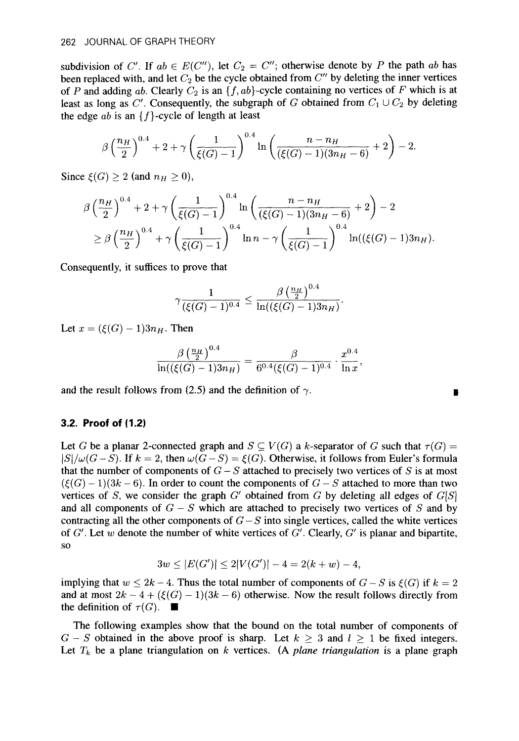subdivision of $C'$. If $ab \in E(C'')$, let $C_2 = C''$; otherwise denote by $P$ the path $ab$ has been replaced with, and let $C_2$ be the cycle obtained from $C''$ by deleting the inner vertices of $P$ and adding $ab$. Clearly $C_2$ is an $\{f, ab\}$-cycle containing no vertices of $F$ which is at least as long as $C'$. Consequently, the subgraph of $G$ obtained from $C_1 \cup C_2$ by deleting the edge $ab$ is an $\{f\}$-cycle of length at least

$$\beta\left(\frac{n_H}{2}\right)^{0.4} + 2 + \gamma\left(\frac{1}{\xi(G)-1}\right)^{0.4} \ln\left(\frac{n - n_H}{(\xi(G)-1)(3n_H - 6)} + 2\right) - 2.$$

Since $\xi(G) \geq 2$ (and $n_H \geq 0$),

$$\beta\left(\frac{n_H}{2}\right)^{0.4} + 2 + \gamma\left(\frac{1}{\xi(G)-1}\right)^{0.4} \ln\left(\frac{n - n_H}{(\xi(G)-1)(3n_H - 6)} + 2\right) - 2$$

$$\geq \beta\left(\frac{n_H}{2}\right)^{0.4} + \gamma\left(\frac{1}{\xi(G)-1}\right)^{0.4} \ln n - \gamma\left(\frac{1}{\xi(G)-1}\right)^{0.4} \ln((\xi(G)-1)3n_H).$$

Consequently, it suffices to prove that

$$\gamma\frac{1}{(\xi(G)-1)^{0.4}} \leq \frac{\beta\left(\frac{n_H}{2}\right)^{0.4}}{\ln((\xi(G)-1)3n_H)}.$$

Let $x = (\xi(G)-1)3n_H$. Then

$$\frac{\beta\left(\frac{n_H}{2}\right)^{0.4}}{\ln((\xi(G)-1)3n_H)} = \frac{\beta}{6^{0.4}(\xi(G)-1)^{0.4}} \cdot \frac{x^{0.4}}{\ln x},$$

and the result follows from (2.5) and the definition of $\gamma$. ∎

### 3.2. Proof of (1.2)

Let $G$ be a planar 2-connected graph and $S \subseteq V(G)$ a $k$-separator of $G$ such that $\tau(G) = |S|/\omega(G-S)$. If $k = 2$, then $\omega(G-S) = \xi(G)$. Otherwise, it follows from Euler's formula that the number of components of $G - S$ attached to precisely two vertices of $S$ is at most $(\xi(G)-1)(3k-6)$. In order to count the components of $G - S$ attached to more than two vertices of $S$, we consider the graph $G'$ obtained from $G$ by deleting all edges of $G[S]$ and all components of $G - S$ which are attached to precisely two vertices of $S$ and by contracting all the other components of $G - S$ into single vertices, called the white vertices of $G'$. Let $w$ denote the number of white vertices of $G'$. Clearly, $G'$ is planar and bipartite, so

$$3w \leq |E(G')| \leq 2|V(G')| - 4 = 2(k+w) - 4,$$

implying that $w \leq 2k - 4$. Thus the total number of components of $G - S$ is $\xi(G)$ if $k = 2$ and at most $2k - 4 + (\xi(G)-1)(3k-6)$ otherwise. Now the result follows directly from the definition of $\tau(G)$. ∎

The following examples show that the bound on the total number of components of $G - S$ obtained in the above proof is sharp. Let $k \geq 3$ and $l \geq 1$ be fixed integers. Let $T_k$ be a plane triangulation on $k$ vertices. (A *plane triangulation* is a plane graph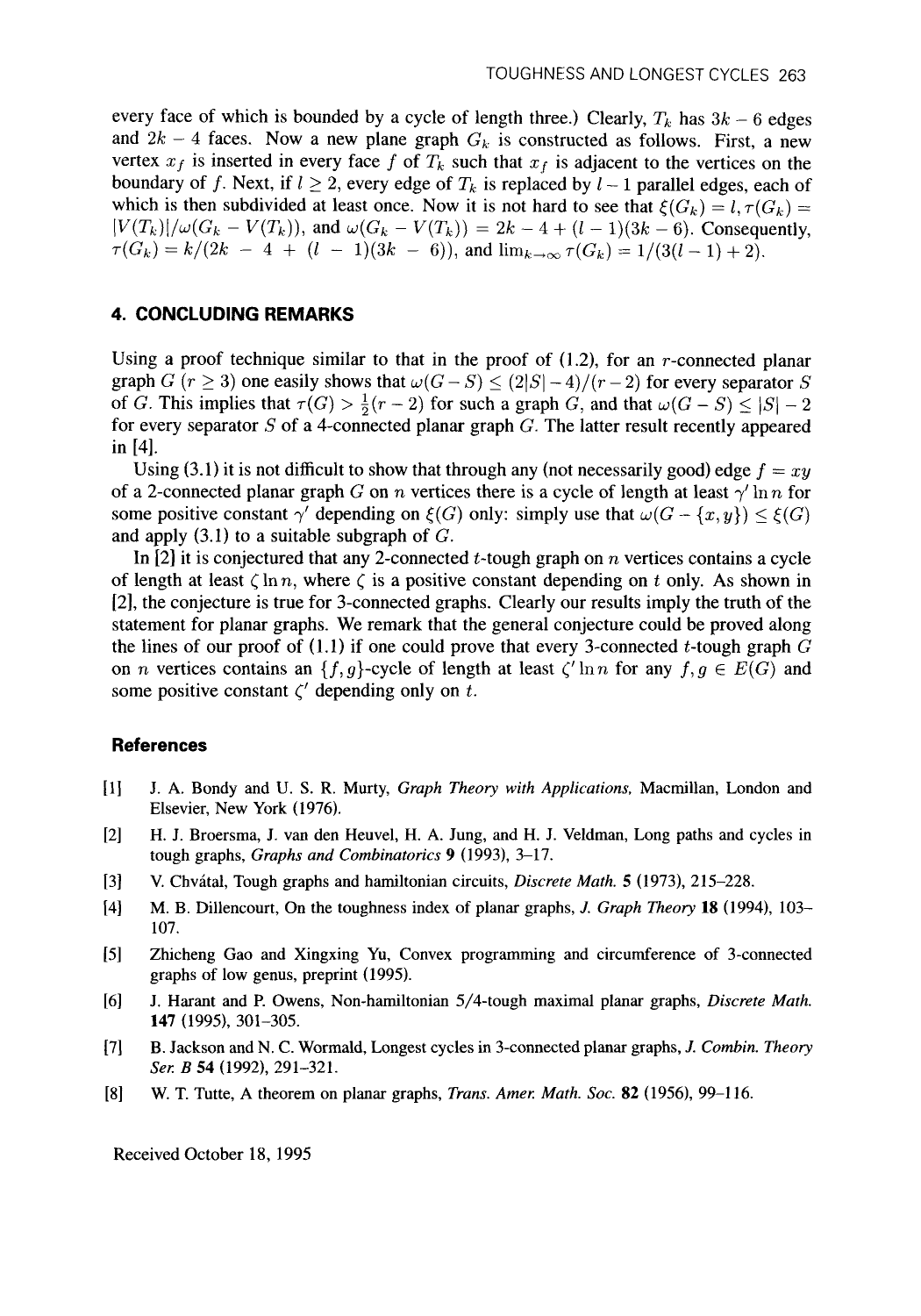every face of which is bounded by a cycle of length three.) Clearly, $T_k$ has $3k - 6$ edges and $2k - 4$ faces. Now a new plane graph $G_k$ is constructed as follows. First, a new vertex $x_f$ is inserted in every face $f$ of $T_k$ such that $x_f$ is adjacent to the vertices on the boundary of $f$. Next, if $l \geq 2$, every edge of $T_k$ is replaced by $l-1$ parallel edges, each of which is then subdivided at least once. Now it is not hard to see that $\xi(G_k) = l, \tau(G_k) = |V(T_k)|/\omega(G_k - V(T_k))$, and $\omega(G_k - V(T_k)) = 2k - 4 + (l-1)(3k-6)$. Consequently, $\tau(G_k) = k/(2k - 4 + (l - 1)(3k - 6))$, and $\lim_{k\to\infty} \tau(G_k) = 1/(3(l-1)+2)$.

## 4. CONCLUDING REMARKS

Using a proof technique similar to that in the proof of (1.2), for an $r$-connected planar graph $G$ ($r \geq 3$) one easily shows that $\omega(G-S) \leq (2|S|-4)/(r-2)$ for every separator $S$ of $G$. This implies that $\tau(G) > \frac{1}{2}(r-2)$ for such a graph $G$, and that $\omega(G-S) \leq |S| - 2$ for every separator $S$ of a 4-connected planar graph $G$. The latter result recently appeared in [4].

Using (3.1) it is not difficult to show that through any (not necessarily good) edge $f = xy$ of a 2-connected planar graph $G$ on $n$ vertices there is a cycle of length at least $\gamma' \ln n$ for some positive constant $\gamma'$ depending on $\xi(G)$ only: simply use that $\omega(G - \{x,y\}) \leq \xi(G)$ and apply (3.1) to a suitable subgraph of $G$.

In [2] it is conjectured that any 2-connected $t$-tough graph on $n$ vertices contains a cycle of length at least $\zeta \ln n$, where $\zeta$ is a positive constant depending on $t$ only. As shown in [2], the conjecture is true for 3-connected graphs. Clearly our results imply the truth of the statement for planar graphs. We remark that the general conjecture could be proved along the lines of our proof of (1.1) if one could prove that every 3-connected $t$-tough graph $G$ on $n$ vertices contains an $\{f,g\}$-cycle of length at least $\zeta' \ln n$ for any $f, g \in E(G)$ and some positive constant $\zeta'$ depending only on $t$.

### References

[1] J. A. Bondy and U. S. R. Murty, *Graph Theory with Applications,* Macmillan, London and Elsevier, New York (1976).

[2] H. J. Broersma, J. van den Heuvel, H. A. Jung, and H. J. Veldman, Long paths and cycles in tough graphs, *Graphs and Combinatorics* **9** (1993), 3–17.

[3] V. Chvátal, Tough graphs and hamiltonian circuits, *Discrete Math.* **5** (1973), 215–228.

[4] M. B. Dillencourt, On the toughness index of planar graphs, *J. Graph Theory* **18** (1994), 103–107.

[5] Zhicheng Gao and Xingxing Yu, Convex programming and circumference of 3-connected graphs of low genus, preprint (1995).

[6] J. Harant and P. Owens, Non-hamiltonian 5/4-tough maximal planar graphs, *Discrete Math.* **147** (1995), 301–305.

[7] B. Jackson and N. C. Wormald, Longest cycles in 3-connected planar graphs, *J. Combin. Theory Ser. B* **54** (1992), 291–321.

[8] W. T. Tutte, A theorem on planar graphs, *Trans. Amer. Math. Soc.* **82** (1956), 99–116.

Received October 18, 1995